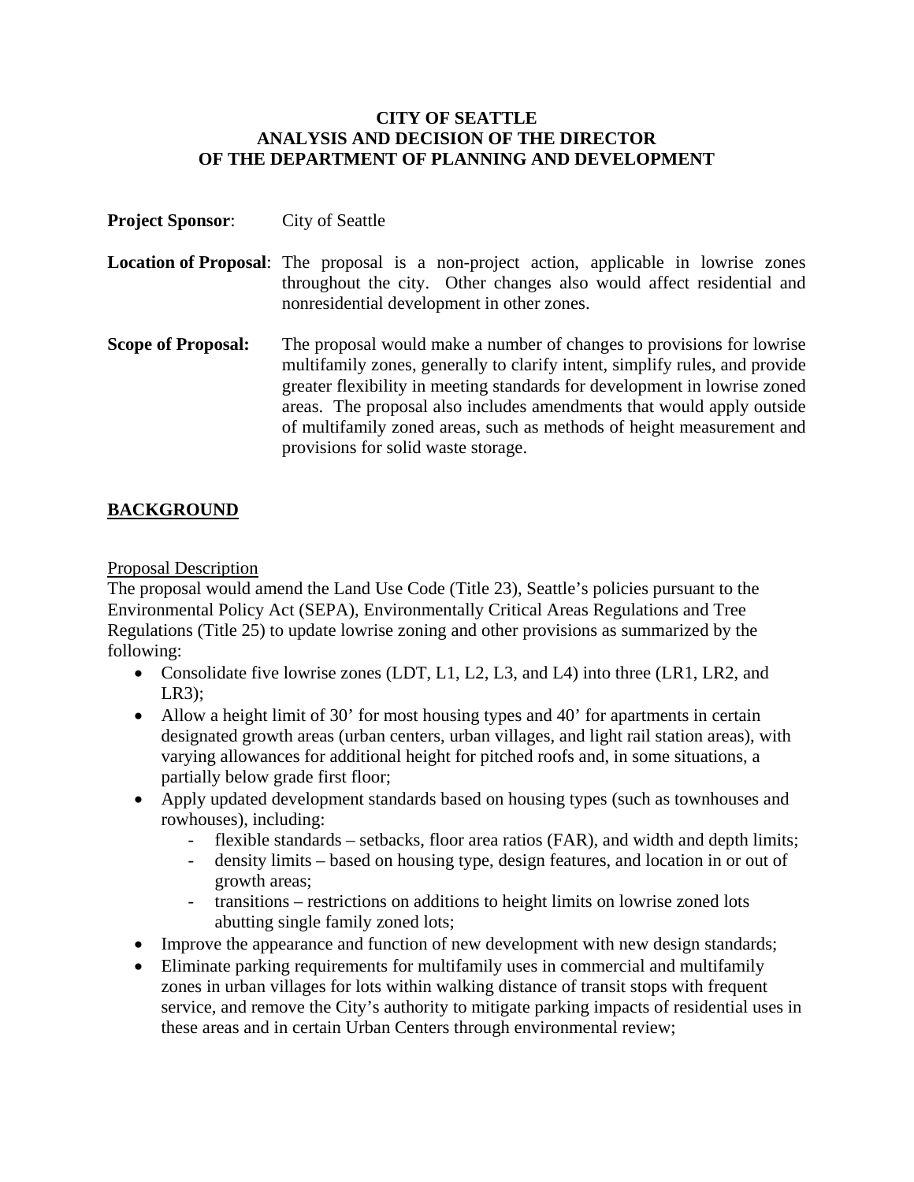# CITY OF SEATTLE
# ANALYSIS AND DECISION OF THE DIRECTOR OF THE DEPARTMENT OF PLANNING AND DEVELOPMENT

**Project Sponsor**: City of Seattle

**Location of Proposal**: The proposal is a non-project action, applicable in lowrise zones throughout the city. Other changes also would affect residential and nonresidential development in other zones.

**Scope of Proposal:** The proposal would make a number of changes to provisions for lowrise multifamily zones, generally to clarify intent, simplify rules, and provide greater flexibility in meeting standards for development in lowrise zoned areas. The proposal also includes amendments that would apply outside of multifamily zoned areas, such as methods of height measurement and provisions for solid waste storage.

## BACKGROUND

### Proposal Description

The proposal would amend the Land Use Code (Title 23), Seattle's policies pursuant to the Environmental Policy Act (SEPA), Environmentally Critical Areas Regulations and Tree Regulations (Title 25) to update lowrise zoning and other provisions as summarized by the following:

- Consolidate five lowrise zones (LDT, L1, L2, L3, and L4) into three (LR1, LR2, and LR3);
- Allow a height limit of 30' for most housing types and 40' for apartments in certain designated growth areas (urban centers, urban villages, and light rail station areas), with varying allowances for additional height for pitched roofs and, in some situations, a partially below grade first floor;
- Apply updated development standards based on housing types (such as townhouses and rowhouses), including:
  - flexible standards – setbacks, floor area ratios (FAR), and width and depth limits;
  - density limits – based on housing type, design features, and location in or out of growth areas;
  - transitions – restrictions on additions to height limits on lowrise zoned lots abutting single family zoned lots;
- Improve the appearance and function of new development with new design standards;
- Eliminate parking requirements for multifamily uses in commercial and multifamily zones in urban villages for lots within walking distance of transit stops with frequent service, and remove the City's authority to mitigate parking impacts of residential uses in these areas and in certain Urban Centers through environmental review;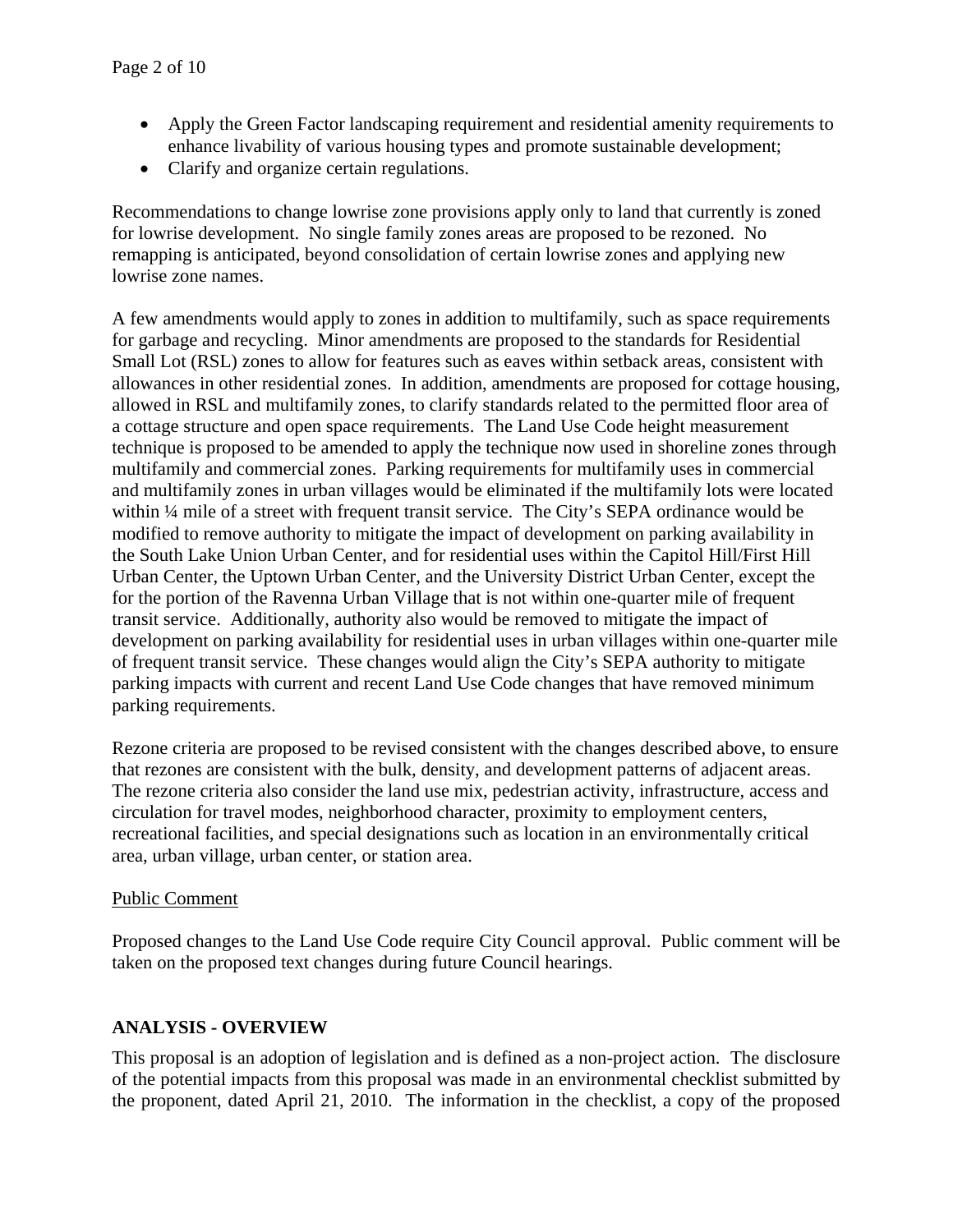- Apply the Green Factor landscaping requirement and residential amenity requirements to enhance livability of various housing types and promote sustainable development;
- Clarify and organize certain regulations.

Recommendations to change lowrise zone provisions apply only to land that currently is zoned for lowrise development. No single family zones areas are proposed to be rezoned. No remapping is anticipated, beyond consolidation of certain lowrise zones and applying new lowrise zone names.

A few amendments would apply to zones in addition to multifamily, such as space requirements for garbage and recycling. Minor amendments are proposed to the standards for Residential Small Lot (RSL) zones to allow for features such as eaves within setback areas, consistent with allowances in other residential zones. In addition, amendments are proposed for cottage housing, allowed in RSL and multifamily zones, to clarify standards related to the permitted floor area of a cottage structure and open space requirements. The Land Use Code height measurement technique is proposed to be amended to apply the technique now used in shoreline zones through multifamily and commercial zones. Parking requirements for multifamily uses in commercial and multifamily zones in urban villages would be eliminated if the multifamily lots were located within ¼ mile of a street with frequent transit service. The City's SEPA ordinance would be modified to remove authority to mitigate the impact of development on parking availability in the South Lake Union Urban Center, and for residential uses within the Capitol Hill/First Hill Urban Center, the Uptown Urban Center, and the University District Urban Center, except the for the portion of the Ravenna Urban Village that is not within one-quarter mile of frequent transit service. Additionally, authority also would be removed to mitigate the impact of development on parking availability for residential uses in urban villages within one-quarter mile of frequent transit service. These changes would align the City's SEPA authority to mitigate parking impacts with current and recent Land Use Code changes that have removed minimum parking requirements.

Rezone criteria are proposed to be revised consistent with the changes described above, to ensure that rezones are consistent with the bulk, density, and development patterns of adjacent areas. The rezone criteria also consider the land use mix, pedestrian activity, infrastructure, access and circulation for travel modes, neighborhood character, proximity to employment centers, recreational facilities, and special designations such as location in an environmentally critical area, urban village, urban center, or station area.

Public Comment

Proposed changes to the Land Use Code require City Council approval. Public comment will be taken on the proposed text changes during future Council hearings.

## ANALYSIS - OVERVIEW

This proposal is an adoption of legislation and is defined as a non-project action. The disclosure of the potential impacts from this proposal was made in an environmental checklist submitted by the proponent, dated April 21, 2010. The information in the checklist, a copy of the proposed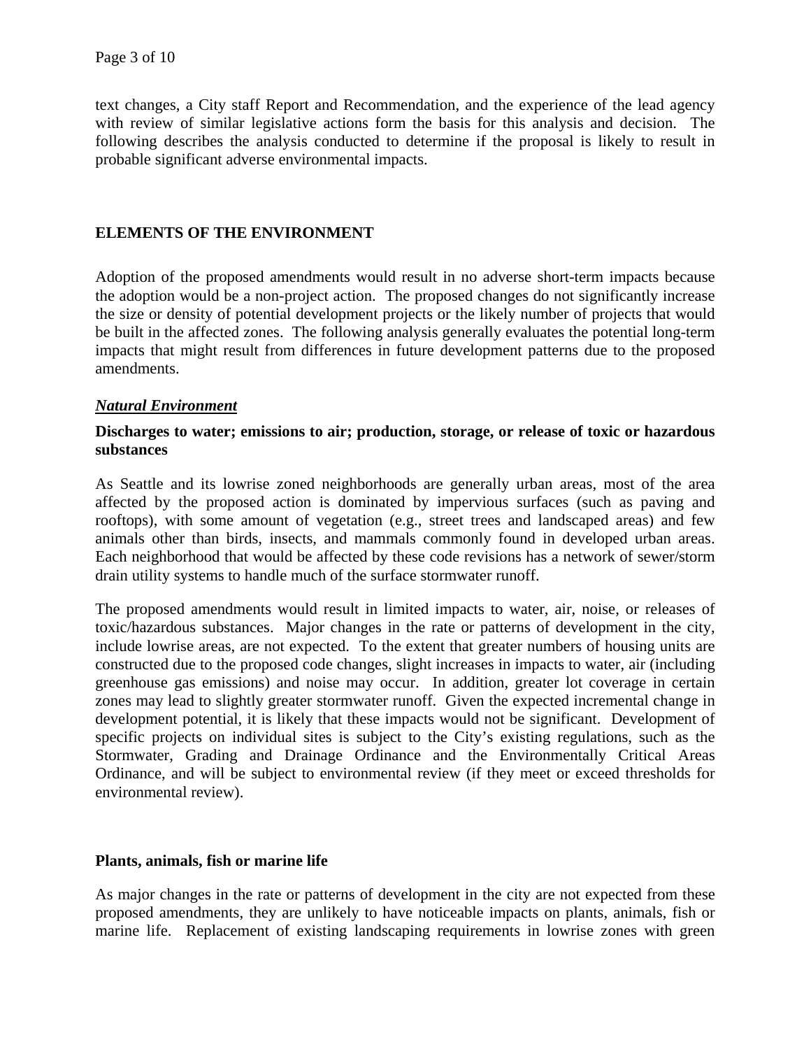text changes, a City staff Report and Recommendation, and the experience of the lead agency with review of similar legislative actions form the basis for this analysis and decision. The following describes the analysis conducted to determine if the proposal is likely to result in probable significant adverse environmental impacts.

## ELEMENTS OF THE ENVIRONMENT

Adoption of the proposed amendments would result in no adverse short-term impacts because the adoption would be a non-project action. The proposed changes do not significantly increase the size or density of potential development projects or the likely number of projects that would be built in the affected zones. The following analysis generally evaluates the potential long-term impacts that might result from differences in future development patterns due to the proposed amendments.

### ***Natural Environment***

#### Discharges to water; emissions to air; production, storage, or release of toxic or hazardous substances

As Seattle and its lowrise zoned neighborhoods are generally urban areas, most of the area affected by the proposed action is dominated by impervious surfaces (such as paving and rooftops), with some amount of vegetation (e.g., street trees and landscaped areas) and few animals other than birds, insects, and mammals commonly found in developed urban areas. Each neighborhood that would be affected by these code revisions has a network of sewer/storm drain utility systems to handle much of the surface stormwater runoff.

The proposed amendments would result in limited impacts to water, air, noise, or releases of toxic/hazardous substances. Major changes in the rate or patterns of development in the city, include lowrise areas, are not expected. To the extent that greater numbers of housing units are constructed due to the proposed code changes, slight increases in impacts to water, air (including greenhouse gas emissions) and noise may occur. In addition, greater lot coverage in certain zones may lead to slightly greater stormwater runoff. Given the expected incremental change in development potential, it is likely that these impacts would not be significant. Development of specific projects on individual sites is subject to the City's existing regulations, such as the Stormwater, Grading and Drainage Ordinance and the Environmentally Critical Areas Ordinance, and will be subject to environmental review (if they meet or exceed thresholds for environmental review).

#### Plants, animals, fish or marine life

As major changes in the rate or patterns of development in the city are not expected from these proposed amendments, they are unlikely to have noticeable impacts on plants, animals, fish or marine life. Replacement of existing landscaping requirements in lowrise zones with green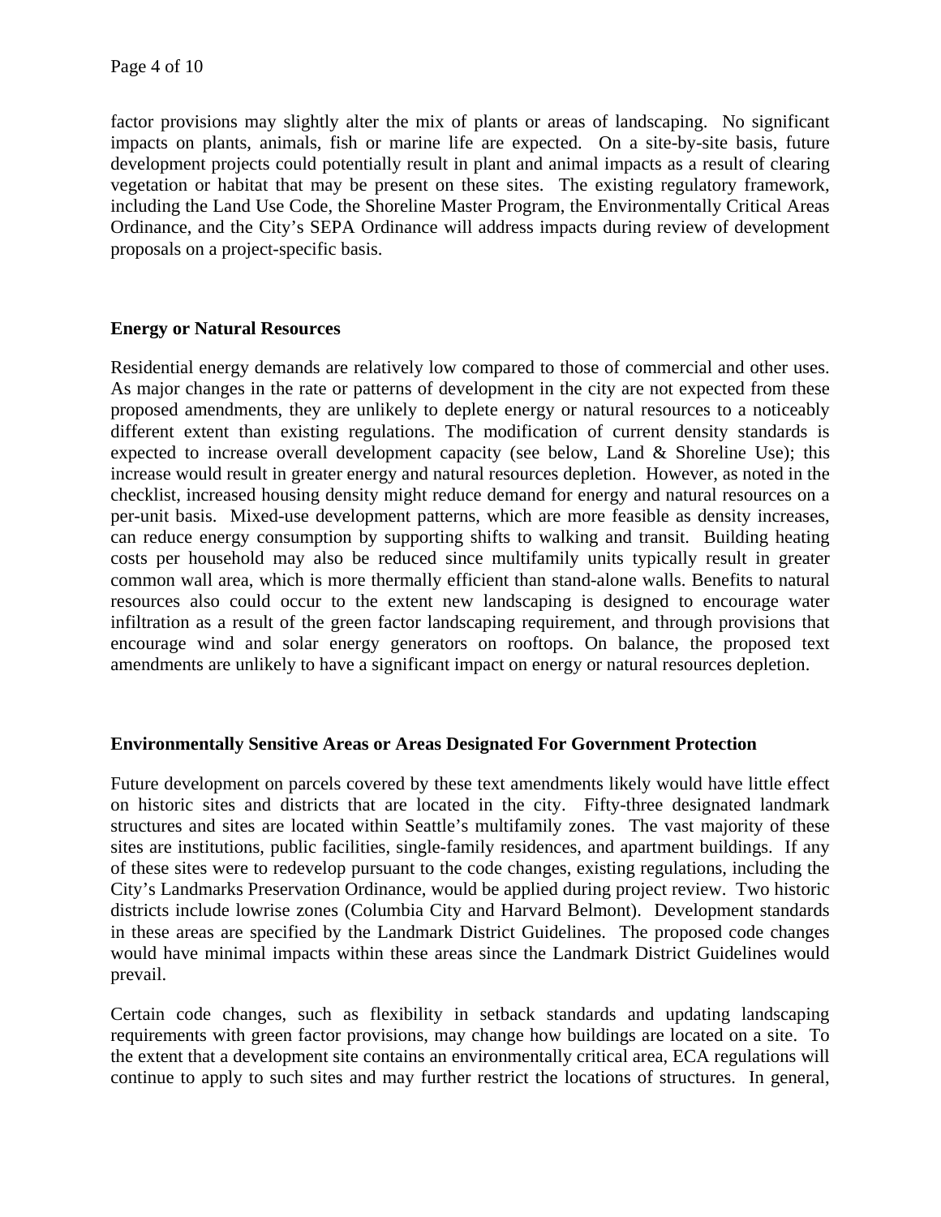factor provisions may slightly alter the mix of plants or areas of landscaping. No significant impacts on plants, animals, fish or marine life are expected. On a site-by-site basis, future development projects could potentially result in plant and animal impacts as a result of clearing vegetation or habitat that may be present on these sites. The existing regulatory framework, including the Land Use Code, the Shoreline Master Program, the Environmentally Critical Areas Ordinance, and the City's SEPA Ordinance will address impacts during review of development proposals on a project-specific basis.

**Energy or Natural Resources**

Residential energy demands are relatively low compared to those of commercial and other uses. As major changes in the rate or patterns of development in the city are not expected from these proposed amendments, they are unlikely to deplete energy or natural resources to a noticeably different extent than existing regulations. The modification of current density standards is expected to increase overall development capacity (see below, Land & Shoreline Use); this increase would result in greater energy and natural resources depletion. However, as noted in the checklist, increased housing density might reduce demand for energy and natural resources on a per-unit basis. Mixed-use development patterns, which are more feasible as density increases, can reduce energy consumption by supporting shifts to walking and transit. Building heating costs per household may also be reduced since multifamily units typically result in greater common wall area, which is more thermally efficient than stand-alone walls. Benefits to natural resources also could occur to the extent new landscaping is designed to encourage water infiltration as a result of the green factor landscaping requirement, and through provisions that encourage wind and solar energy generators on rooftops. On balance, the proposed text amendments are unlikely to have a significant impact on energy or natural resources depletion.

**Environmentally Sensitive Areas or Areas Designated For Government Protection**

Future development on parcels covered by these text amendments likely would have little effect on historic sites and districts that are located in the city. Fifty-three designated landmark structures and sites are located within Seattle's multifamily zones. The vast majority of these sites are institutions, public facilities, single-family residences, and apartment buildings. If any of these sites were to redevelop pursuant to the code changes, existing regulations, including the City's Landmarks Preservation Ordinance, would be applied during project review. Two historic districts include lowrise zones (Columbia City and Harvard Belmont). Development standards in these areas are specified by the Landmark District Guidelines. The proposed code changes would have minimal impacts within these areas since the Landmark District Guidelines would prevail.

Certain code changes, such as flexibility in setback standards and updating landscaping requirements with green factor provisions, may change how buildings are located on a site. To the extent that a development site contains an environmentally critical area, ECA regulations will continue to apply to such sites and may further restrict the locations of structures. In general,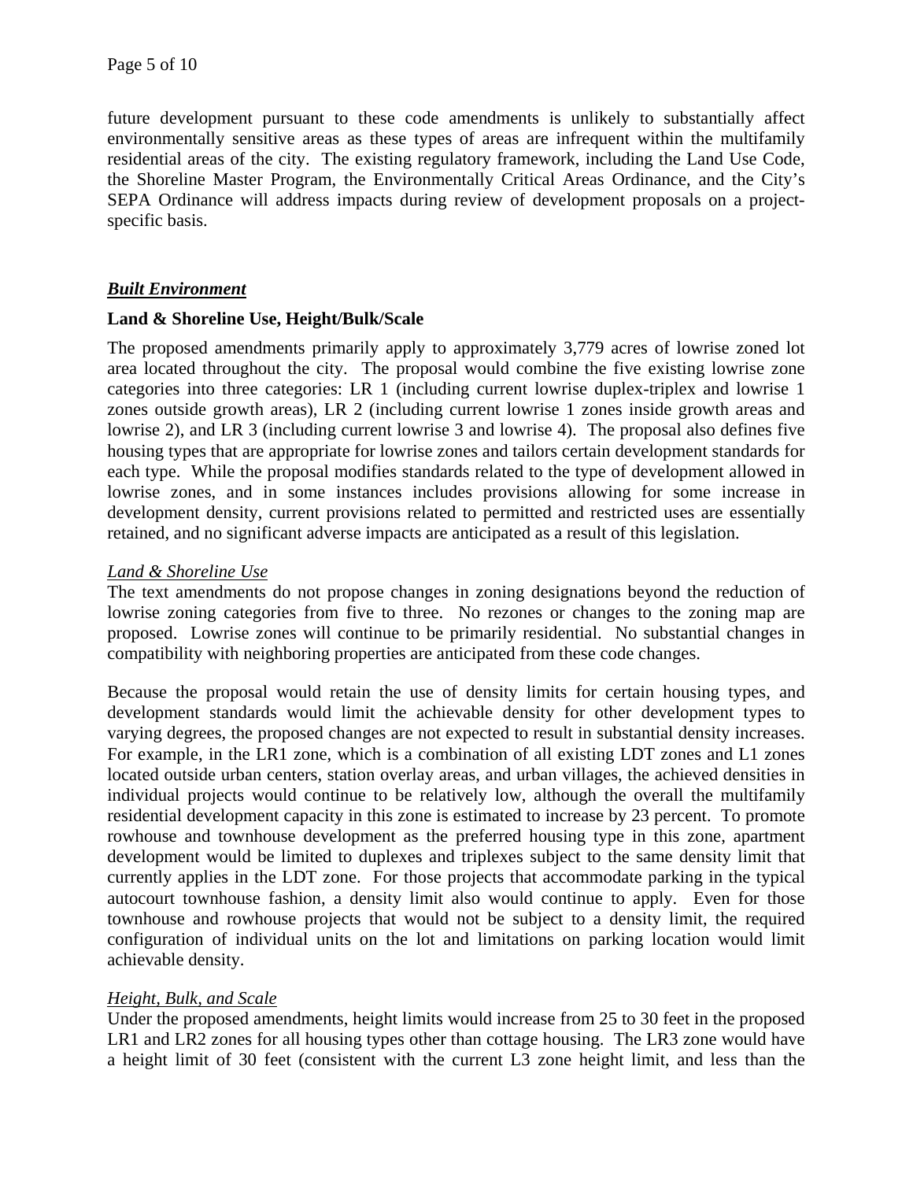future development pursuant to these code amendments is unlikely to substantially affect environmentally sensitive areas as these types of areas are infrequent within the multifamily residential areas of the city. The existing regulatory framework, including the Land Use Code, the Shoreline Master Program, the Environmentally Critical Areas Ordinance, and the City's SEPA Ordinance will address impacts during review of development proposals on a project-specific basis.

## ***Built Environment***

### **Land & Shoreline Use, Height/Bulk/Scale**

The proposed amendments primarily apply to approximately 3,779 acres of lowrise zoned lot area located throughout the city. The proposal would combine the five existing lowrise zone categories into three categories: LR 1 (including current lowrise duplex-triplex and lowrise 1 zones outside growth areas), LR 2 (including current lowrise 1 zones inside growth areas and lowrise 2), and LR 3 (including current lowrise 3 and lowrise 4). The proposal also defines five housing types that are appropriate for lowrise zones and tailors certain development standards for each type. While the proposal modifies standards related to the type of development allowed in lowrise zones, and in some instances includes provisions allowing for some increase in development density, current provisions related to permitted and restricted uses are essentially retained, and no significant adverse impacts are anticipated as a result of this legislation.

*Land & Shoreline Use*

The text amendments do not propose changes in zoning designations beyond the reduction of lowrise zoning categories from five to three. No rezones or changes to the zoning map are proposed. Lowrise zones will continue to be primarily residential. No substantial changes in compatibility with neighboring properties are anticipated from these code changes.

Because the proposal would retain the use of density limits for certain housing types, and development standards would limit the achievable density for other development types to varying degrees, the proposed changes are not expected to result in substantial density increases. For example, in the LR1 zone, which is a combination of all existing LDT zones and L1 zones located outside urban centers, station overlay areas, and urban villages, the achieved densities in individual projects would continue to be relatively low, although the overall the multifamily residential development capacity in this zone is estimated to increase by 23 percent. To promote rowhouse and townhouse development as the preferred housing type in this zone, apartment development would be limited to duplexes and triplexes subject to the same density limit that currently applies in the LDT zone. For those projects that accommodate parking in the typical autocourt townhouse fashion, a density limit also would continue to apply. Even for those townhouse and rowhouse projects that would not be subject to a density limit, the required configuration of individual units on the lot and limitations on parking location would limit achievable density.

*Height, Bulk, and Scale*

Under the proposed amendments, height limits would increase from 25 to 30 feet in the proposed LR1 and LR2 zones for all housing types other than cottage housing. The LR3 zone would have a height limit of 30 feet (consistent with the current L3 zone height limit, and less than the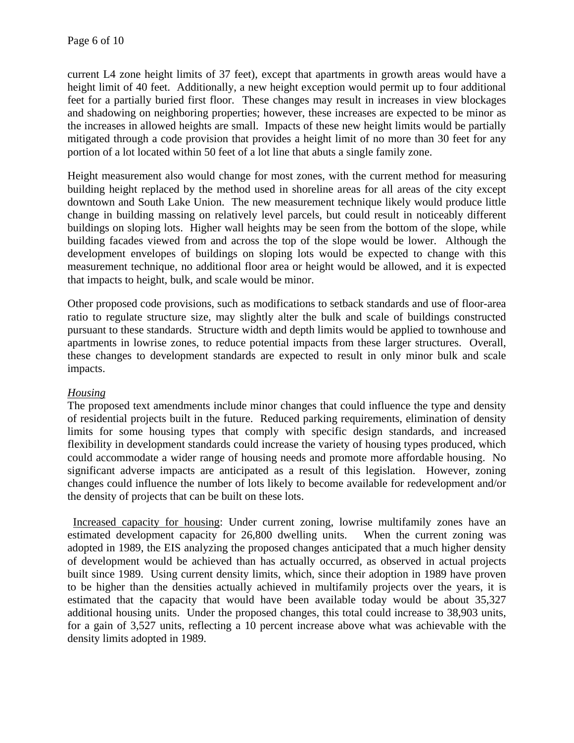current L4 zone height limits of 37 feet), except that apartments in growth areas would have a height limit of 40 feet. Additionally, a new height exception would permit up to four additional feet for a partially buried first floor. These changes may result in increases in view blockages and shadowing on neighboring properties; however, these increases are expected to be minor as the increases in allowed heights are small. Impacts of these new height limits would be partially mitigated through a code provision that provides a height limit of no more than 30 feet for any portion of a lot located within 50 feet of a lot line that abuts a single family zone.

Height measurement also would change for most zones, with the current method for measuring building height replaced by the method used in shoreline areas for all areas of the city except downtown and South Lake Union. The new measurement technique likely would produce little change in building massing on relatively level parcels, but could result in noticeably different buildings on sloping lots. Higher wall heights may be seen from the bottom of the slope, while building facades viewed from and across the top of the slope would be lower. Although the development envelopes of buildings on sloping lots would be expected to change with this measurement technique, no additional floor area or height would be allowed, and it is expected that impacts to height, bulk, and scale would be minor.

Other proposed code provisions, such as modifications to setback standards and use of floor-area ratio to regulate structure size, may slightly alter the bulk and scale of buildings constructed pursuant to these standards. Structure width and depth limits would be applied to townhouse and apartments in lowrise zones, to reduce potential impacts from these larger structures. Overall, these changes to development standards are expected to result in only minor bulk and scale impacts.

*Housing*

The proposed text amendments include minor changes that could influence the type and density of residential projects built in the future. Reduced parking requirements, elimination of density limits for some housing types that comply with specific design standards, and increased flexibility in development standards could increase the variety of housing types produced, which could accommodate a wider range of housing needs and promote more affordable housing. No significant adverse impacts are anticipated as a result of this legislation. However, zoning changes could influence the number of lots likely to become available for redevelopment and/or the density of projects that can be built on these lots.

Increased capacity for housing: Under current zoning, lowrise multifamily zones have an estimated development capacity for 26,800 dwelling units. When the current zoning was adopted in 1989, the EIS analyzing the proposed changes anticipated that a much higher density of development would be achieved than has actually occurred, as observed in actual projects built since 1989. Using current density limits, which, since their adoption in 1989 have proven to be higher than the densities actually achieved in multifamily projects over the years, it is estimated that the capacity that would have been available today would be about 35,327 additional housing units. Under the proposed changes, this total could increase to 38,903 units, for a gain of 3,527 units, reflecting a 10 percent increase above what was achievable with the density limits adopted in 1989.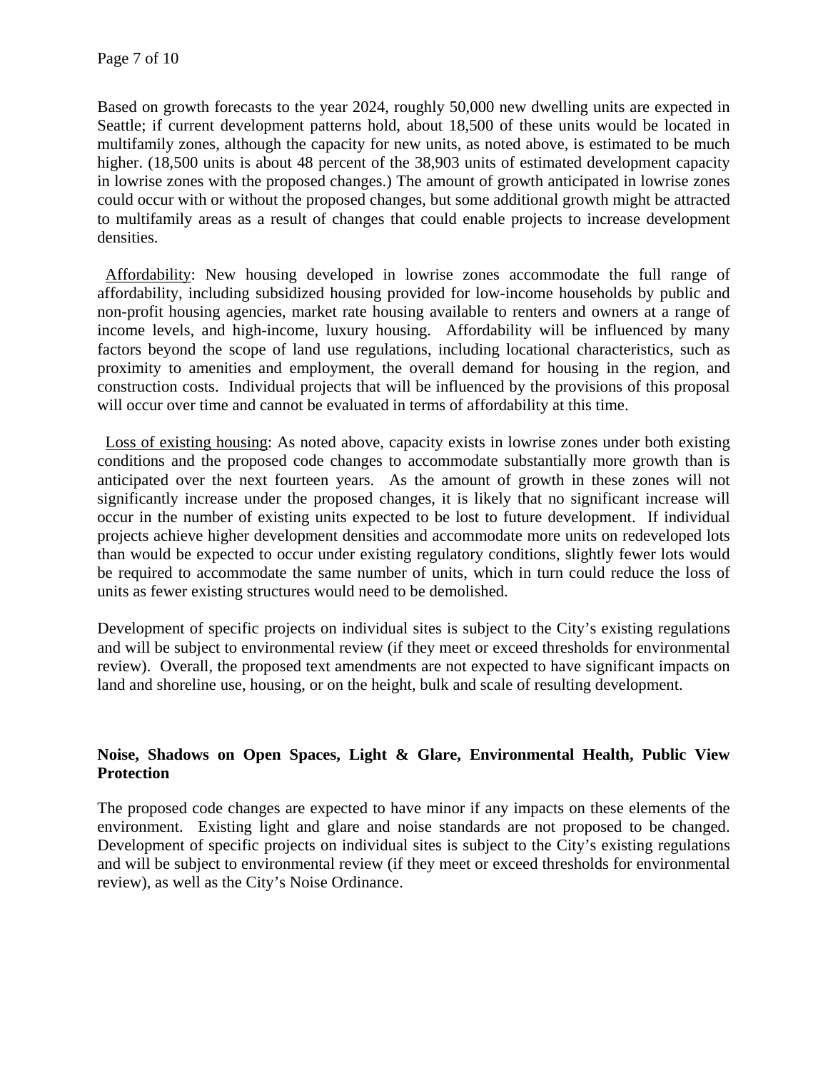Based on growth forecasts to the year 2024, roughly 50,000 new dwelling units are expected in Seattle; if current development patterns hold, about 18,500 of these units would be located in multifamily zones, although the capacity for new units, as noted above, is estimated to be much higher. (18,500 units is about 48 percent of the 38,903 units of estimated development capacity in lowrise zones with the proposed changes.) The amount of growth anticipated in lowrise zones could occur with or without the proposed changes, but some additional growth might be attracted to multifamily areas as a result of changes that could enable projects to increase development densities.

Affordability: New housing developed in lowrise zones accommodate the full range of affordability, including subsidized housing provided for low-income households by public and non-profit housing agencies, market rate housing available to renters and owners at a range of income levels, and high-income, luxury housing. Affordability will be influenced by many factors beyond the scope of land use regulations, including locational characteristics, such as proximity to amenities and employment, the overall demand for housing in the region, and construction costs. Individual projects that will be influenced by the provisions of this proposal will occur over time and cannot be evaluated in terms of affordability at this time.

Loss of existing housing: As noted above, capacity exists in lowrise zones under both existing conditions and the proposed code changes to accommodate substantially more growth than is anticipated over the next fourteen years. As the amount of growth in these zones will not significantly increase under the proposed changes, it is likely that no significant increase will occur in the number of existing units expected to be lost to future development. If individual projects achieve higher development densities and accommodate more units on redeveloped lots than would be expected to occur under existing regulatory conditions, slightly fewer lots would be required to accommodate the same number of units, which in turn could reduce the loss of units as fewer existing structures would need to be demolished.

Development of specific projects on individual sites is subject to the City's existing regulations and will be subject to environmental review (if they meet or exceed thresholds for environmental review). Overall, the proposed text amendments are not expected to have significant impacts on land and shoreline use, housing, or on the height, bulk and scale of resulting development.

**Noise, Shadows on Open Spaces, Light & Glare, Environmental Health, Public View Protection**

The proposed code changes are expected to have minor if any impacts on these elements of the environment. Existing light and glare and noise standards are not proposed to be changed. Development of specific projects on individual sites is subject to the City's existing regulations and will be subject to environmental review (if they meet or exceed thresholds for environmental review), as well as the City's Noise Ordinance.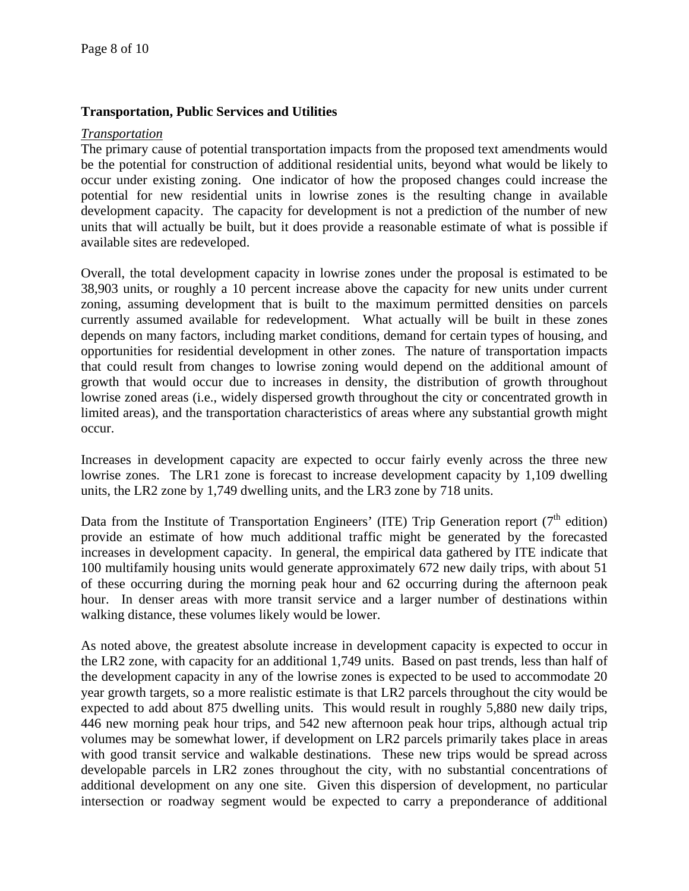**Transportation, Public Services and Utilities**

*Transportation*

The primary cause of potential transportation impacts from the proposed text amendments would be the potential for construction of additional residential units, beyond what would be likely to occur under existing zoning. One indicator of how the proposed changes could increase the potential for new residential units in lowrise zones is the resulting change in available development capacity. The capacity for development is not a prediction of the number of new units that will actually be built, but it does provide a reasonable estimate of what is possible if available sites are redeveloped.

Overall, the total development capacity in lowrise zones under the proposal is estimated to be 38,903 units, or roughly a 10 percent increase above the capacity for new units under current zoning, assuming development that is built to the maximum permitted densities on parcels currently assumed available for redevelopment. What actually will be built in these zones depends on many factors, including market conditions, demand for certain types of housing, and opportunities for residential development in other zones. The nature of transportation impacts that could result from changes to lowrise zoning would depend on the additional amount of growth that would occur due to increases in density, the distribution of growth throughout lowrise zoned areas (i.e., widely dispersed growth throughout the city or concentrated growth in limited areas), and the transportation characteristics of areas where any substantial growth might occur.

Increases in development capacity are expected to occur fairly evenly across the three new lowrise zones. The LR1 zone is forecast to increase development capacity by 1,109 dwelling units, the LR2 zone by 1,749 dwelling units, and the LR3 zone by 718 units.

Data from the Institute of Transportation Engineers' (ITE) Trip Generation report (7th edition) provide an estimate of how much additional traffic might be generated by the forecasted increases in development capacity. In general, the empirical data gathered by ITE indicate that 100 multifamily housing units would generate approximately 672 new daily trips, with about 51 of these occurring during the morning peak hour and 62 occurring during the afternoon peak hour. In denser areas with more transit service and a larger number of destinations within walking distance, these volumes likely would be lower.

As noted above, the greatest absolute increase in development capacity is expected to occur in the LR2 zone, with capacity for an additional 1,749 units. Based on past trends, less than half of the development capacity in any of the lowrise zones is expected to be used to accommodate 20 year growth targets, so a more realistic estimate is that LR2 parcels throughout the city would be expected to add about 875 dwelling units. This would result in roughly 5,880 new daily trips, 446 new morning peak hour trips, and 542 new afternoon peak hour trips, although actual trip volumes may be somewhat lower, if development on LR2 parcels primarily takes place in areas with good transit service and walkable destinations. These new trips would be spread across developable parcels in LR2 zones throughout the city, with no substantial concentrations of additional development on any one site. Given this dispersion of development, no particular intersection or roadway segment would be expected to carry a preponderance of additional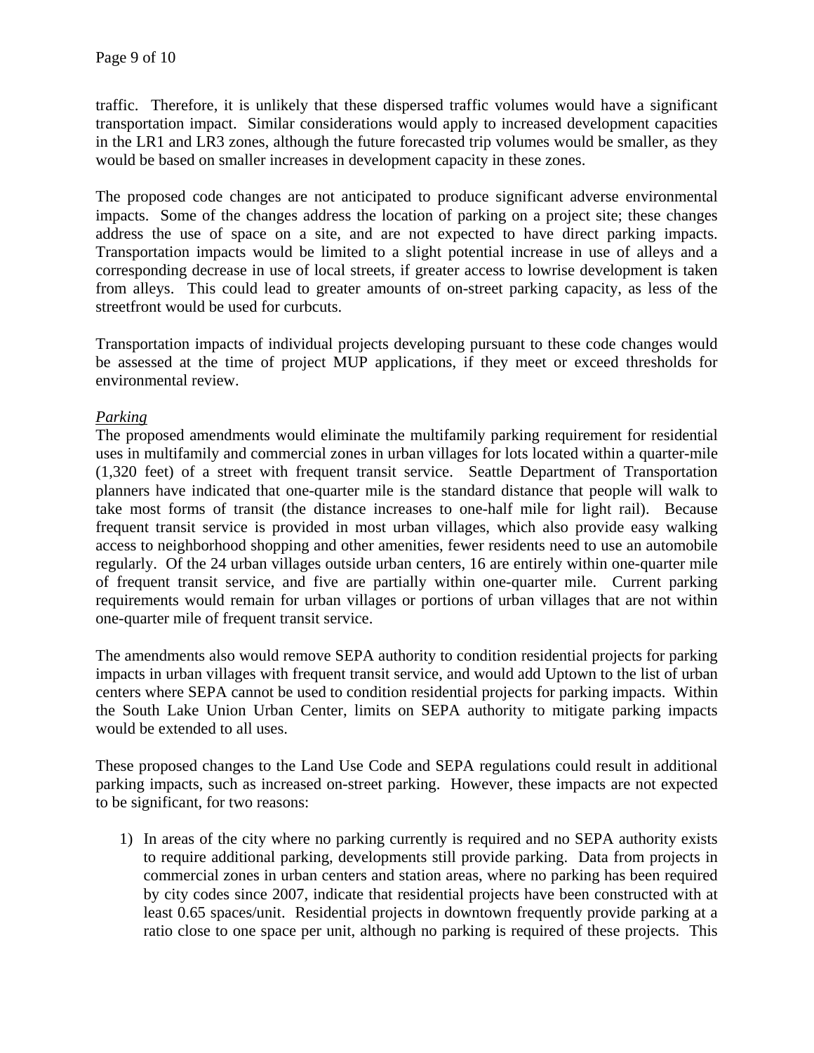traffic. Therefore, it is unlikely that these dispersed traffic volumes would have a significant transportation impact. Similar considerations would apply to increased development capacities in the LR1 and LR3 zones, although the future forecasted trip volumes would be smaller, as they would be based on smaller increases in development capacity in these zones.

The proposed code changes are not anticipated to produce significant adverse environmental impacts. Some of the changes address the location of parking on a project site; these changes address the use of space on a site, and are not expected to have direct parking impacts. Transportation impacts would be limited to a slight potential increase in use of alleys and a corresponding decrease in use of local streets, if greater access to lowrise development is taken from alleys. This could lead to greater amounts of on-street parking capacity, as less of the streetfront would be used for curbcuts.

Transportation impacts of individual projects developing pursuant to these code changes would be assessed at the time of project MUP applications, if they meet or exceed thresholds for environmental review.

*Parking*

The proposed amendments would eliminate the multifamily parking requirement for residential uses in multifamily and commercial zones in urban villages for lots located within a quarter-mile (1,320 feet) of a street with frequent transit service. Seattle Department of Transportation planners have indicated that one-quarter mile is the standard distance that people will walk to take most forms of transit (the distance increases to one-half mile for light rail). Because frequent transit service is provided in most urban villages, which also provide easy walking access to neighborhood shopping and other amenities, fewer residents need to use an automobile regularly. Of the 24 urban villages outside urban centers, 16 are entirely within one-quarter mile of frequent transit service, and five are partially within one-quarter mile. Current parking requirements would remain for urban villages or portions of urban villages that are not within one-quarter mile of frequent transit service.

The amendments also would remove SEPA authority to condition residential projects for parking impacts in urban villages with frequent transit service, and would add Uptown to the list of urban centers where SEPA cannot be used to condition residential projects for parking impacts. Within the South Lake Union Urban Center, limits on SEPA authority to mitigate parking impacts would be extended to all uses.

These proposed changes to the Land Use Code and SEPA regulations could result in additional parking impacts, such as increased on-street parking. However, these impacts are not expected to be significant, for two reasons:

1) In areas of the city where no parking currently is required and no SEPA authority exists to require additional parking, developments still provide parking. Data from projects in commercial zones in urban centers and station areas, where no parking has been required by city codes since 2007, indicate that residential projects have been constructed with at least 0.65 spaces/unit. Residential projects in downtown frequently provide parking at a ratio close to one space per unit, although no parking is required of these projects. This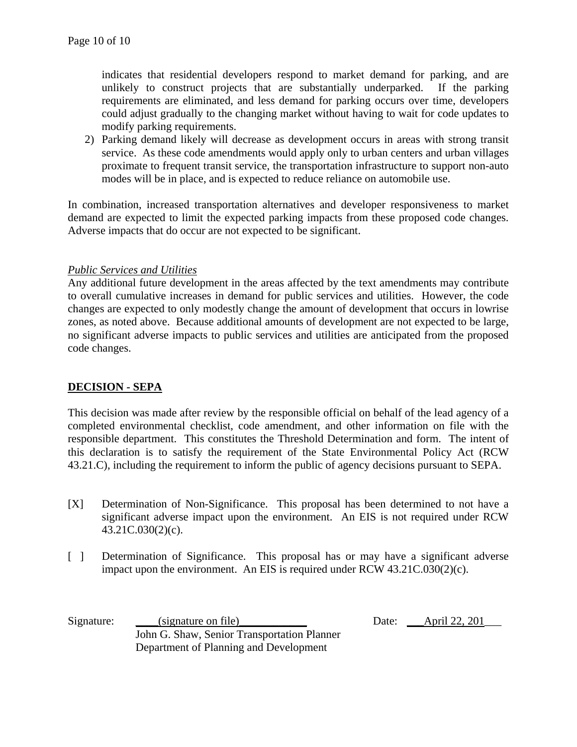indicates that residential developers respond to market demand for parking, and are unlikely to construct projects that are substantially underparked. If the parking requirements are eliminated, and less demand for parking occurs over time, developers could adjust gradually to the changing market without having to wait for code updates to modify parking requirements.

2) Parking demand likely will decrease as development occurs in areas with strong transit service. As these code amendments would apply only to urban centers and urban villages proximate to frequent transit service, the transportation infrastructure to support non-auto modes will be in place, and is expected to reduce reliance on automobile use.

In combination, increased transportation alternatives and developer responsiveness to market demand are expected to limit the expected parking impacts from these proposed code changes. Adverse impacts that do occur are not expected to be significant.

*Public Services and Utilities*

Any additional future development in the areas affected by the text amendments may contribute to overall cumulative increases in demand for public services and utilities. However, the code changes are expected to only modestly change the amount of development that occurs in lowrise zones, as noted above. Because additional amounts of development are not expected to be large, no significant adverse impacts to public services and utilities are anticipated from the proposed code changes.

**DECISION - SEPA**

This decision was made after review by the responsible official on behalf of the lead agency of a completed environmental checklist, code amendment, and other information on file with the responsible department. This constitutes the Threshold Determination and form. The intent of this declaration is to satisfy the requirement of the State Environmental Policy Act (RCW 43.21.C), including the requirement to inform the public of agency decisions pursuant to SEPA.

[X] Determination of Non-Significance. This proposal has been determined to not have a significant adverse impact upon the environment. An EIS is not required under RCW 43.21C.030(2)(c).

[ ] Determination of Significance. This proposal has or may have a significant adverse impact upon the environment. An EIS is required under RCW 43.21C.030(2)(c).

Signature: ____(signature on file)____________ Date: ___April 22, 201___

John G. Shaw, Senior Transportation Planner
Department of Planning and Development